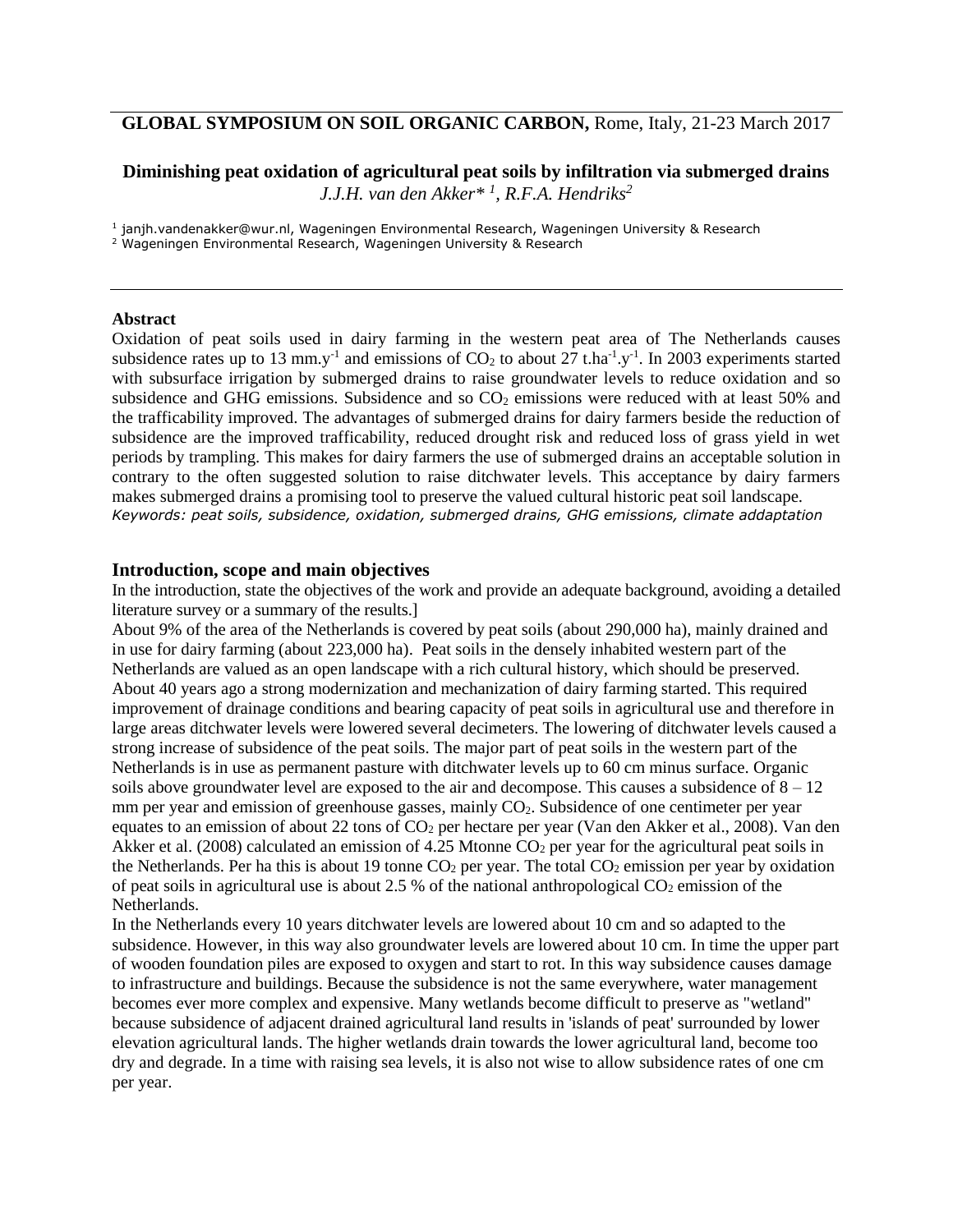**GLOBAL SYMPOSIUM ON SOIL ORGANIC CARBON,** Rome, Italy, 21-23 March 2017

# Diminishing peat oxidation of agricultural peat soils by infiltration via submerged drains

*J.J.H. van den Akker\* [1], R.F.A. Hendriks[2]*

[1] janjh.vandenakker@wur.nl, Wageningen Environmental Research, Wageningen University & Research
[2] Wageningen Environmental Research, Wageningen University & Research

## Abstract

Oxidation of peat soils used in dairy farming in the western peat area of The Netherlands causes subsidence rates up to 13 $mm.y^{-1}$ and emissions of $CO_2$ to about 27 $t.ha^{-1}.y^{-1}$. In 2003 experiments started with subsurface irrigation by submerged drains to raise groundwater levels to reduce oxidation and so subsidence and GHG emissions. Subsidence and so $CO_2$ emissions were reduced with at least 50% and the trafficability improved. The advantages of submerged drains for dairy farmers beside the reduction of subsidence are the improved trafficability, reduced drought risk and reduced loss of grass yield in wet periods by trampling. This makes for dairy farmers the use of submerged drains an acceptable solution in contrary to the often suggested solution to raise ditchwater levels. This acceptance by dairy farmers makes submerged drains a promising tool to preserve the valued cultural historic peat soil landscape.

*Keywords: peat soils, subsidence, oxidation, submerged drains, GHG emissions, climate addaptation*

## Introduction, scope and main objectives

In the introduction, state the objectives of the work and provide an adequate background, avoiding a detailed literature survey or a summary of the results.]

About 9% of the area of the Netherlands is covered by peat soils (about 290,000 ha), mainly drained and in use for dairy farming (about 223,000 ha). Peat soils in the densely inhabited western part of the Netherlands are valued as an open landscape with a rich cultural history, which should be preserved. About 40 years ago a strong modernization and mechanization of dairy farming started. This required improvement of drainage conditions and bearing capacity of peat soils in agricultural use and therefore in large areas ditchwater levels were lowered several decimeters. The lowering of ditchwater levels caused a strong increase of subsidence of the peat soils. The major part of peat soils in the western part of the Netherlands is in use as permanent pasture with ditchwater levels up to 60 cm minus surface. Organic soils above groundwater level are exposed to the air and decompose. This causes a subsidence of 8 – 12 mm per year and emission of greenhouse gasses, mainly $CO_2$. Subsidence of one centimeter per year equates to an emission of about 22 tons of $CO_2$ per hectare per year (Van den Akker et al., 2008). Van den Akker et al. (2008) calculated an emission of 4.25 Mtonne $CO_2$ per year for the agricultural peat soils in the Netherlands. Per ha this is about 19 tonne $CO_2$ per year. The total $CO_2$ emission per year by oxidation of peat soils in agricultural use is about 2.5 % of the national anthropological $CO_2$ emission of the Netherlands.

In the Netherlands every 10 years ditchwater levels are lowered about 10 cm and so adapted to the subsidence. However, in this way also groundwater levels are lowered about 10 cm. In time the upper part of wooden foundation piles are exposed to oxygen and start to rot. In this way subsidence causes damage to infrastructure and buildings. Because the subsidence is not the same everywhere, water management becomes ever more complex and expensive. Many wetlands become difficult to preserve as "wetland" because subsidence of adjacent drained agricultural land results in 'islands of peat' surrounded by lower elevation agricultural lands. The higher wetlands drain towards the lower agricultural land, become too dry and degrade. In a time with raising sea levels, it is also not wise to allow subsidence rates of one cm per year.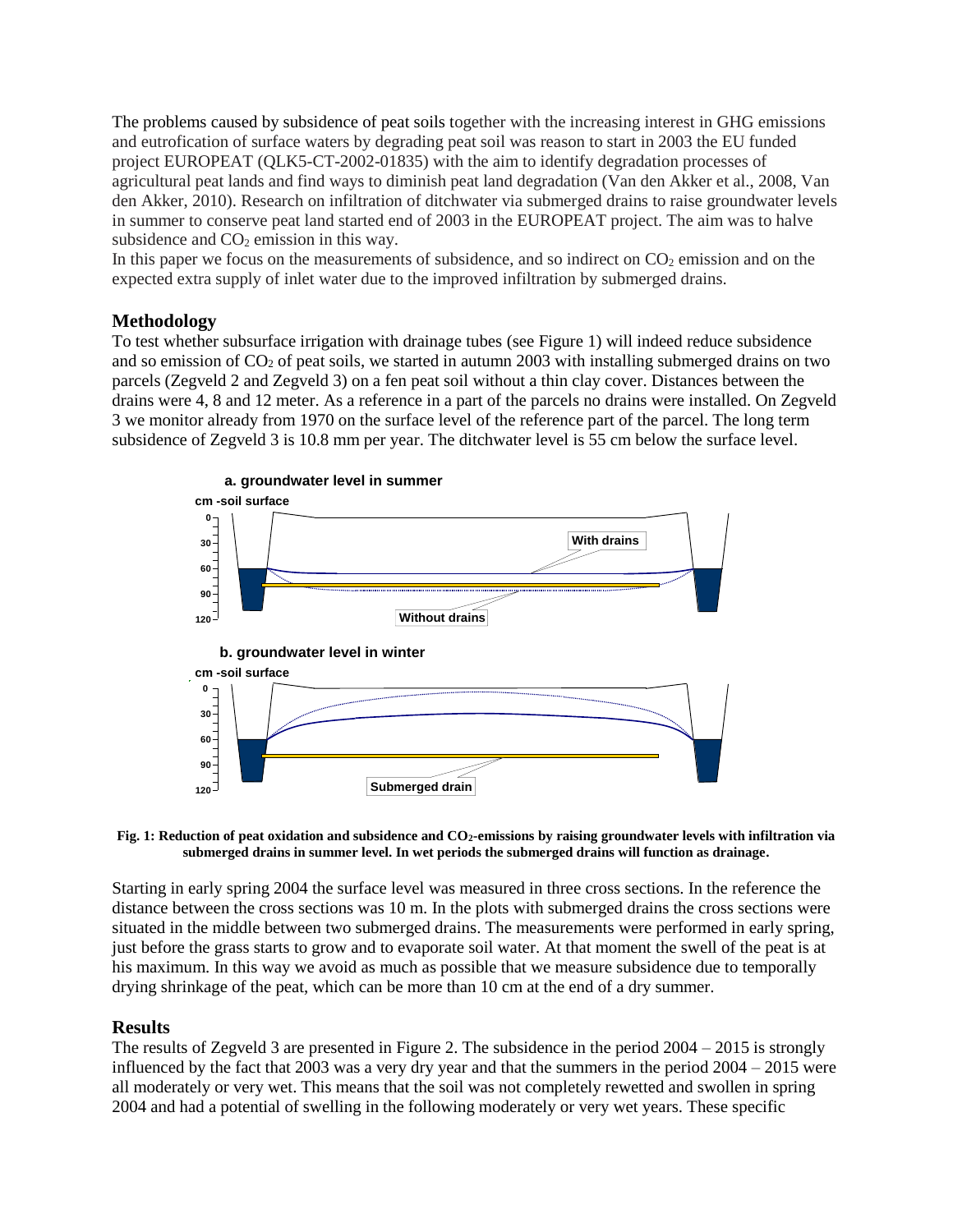The problems caused by subsidence of peat soils together with the increasing interest in GHG emissions and eutrofication of surface waters by degrading peat soil was reason to start in 2003 the EU funded project EUROPEAT (QLK5-CT-2002-01835) with the aim to identify degradation processes of agricultural peat lands and find ways to diminish peat land degradation (Van den Akker et al., 2008, Van den Akker, 2010). Research on infiltration of ditchwater via submerged drains to raise groundwater levels in summer to conserve peat land started end of 2003 in the EUROPEAT project. The aim was to halve subsidence and $CO_2$ emission in this way.
In this paper we focus on the measurements of subsidence, and so indirect on $CO_2$ emission and on the expected extra supply of inlet water due to the improved infiltration by submerged drains.

## Methodology

To test whether subsurface irrigation with drainage tubes (see Figure 1) will indeed reduce subsidence and so emission of $CO_2$ of peat soils, we started in autumn 2003 with installing submerged drains on two parcels (Zegveld 2 and Zegveld 3) on a fen peat soil without a thin clay cover. Distances between the drains were 4, 8 and 12 meter. As a reference in a part of the parcels no drains were installed. On Zegveld 3 we monitor already from 1970 on the surface level of the reference part of the parcel. The long term subsidence of Zegveld 3 is 10.8 mm per year. The ditchwater level is 55 cm below the surface level.

**Fig. 1: Reduction of peat oxidation and subsidence and $CO_2$-emissions by raising groundwater levels with infiltration via submerged drains in summer level. In wet periods the submerged drains will function as drainage.**

Starting in early spring 2004 the surface level was measured in three cross sections. In the reference the distance between the cross sections was 10 m. In the plots with submerged drains the cross sections were situated in the middle between two submerged drains. The measurements were performed in early spring, just before the grass starts to grow and to evaporate soil water. At that moment the swell of the peat is at his maximum. In this way we avoid as much as possible that we measure subsidence due to temporally drying shrinkage of the peat, which can be more than 10 cm at the end of a dry summer.

## Results

The results of Zegveld 3 are presented in Figure 2. The subsidence in the period 2004 – 2015 is strongly influenced by the fact that 2003 was a very dry year and that the summers in the period 2004 – 2015 were all moderately or very wet. This means that the soil was not completely rewetted and swollen in spring 2004 and had a potential of swelling in the following moderately or very wet years. These specific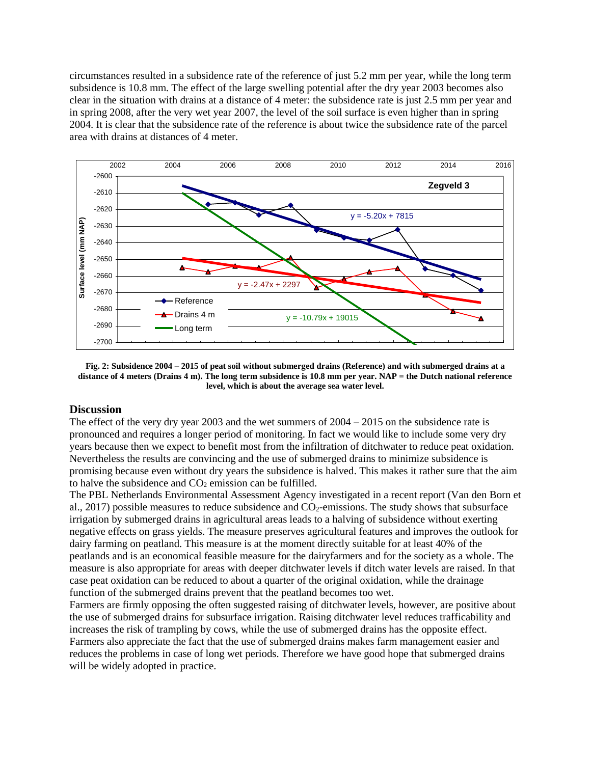circumstances resulted in a subsidence rate of the reference of just 5.2 mm per year, while the long term subsidence is 10.8 mm. The effect of the large swelling potential after the dry year 2003 becomes also clear in the situation with drains at a distance of 4 meter: the subsidence rate is just 2.5 mm per year and in spring 2008, after the very wet year 2007, the level of the soil surface is even higher than in spring 2004. It is clear that the subsidence rate of the reference is about twice the subsidence rate of the parcel area with drains at distances of 4 meter.

**Fig. 2: Subsidence 2004 – 2015 of peat soil without submerged drains (Reference) and with submerged drains at a distance of 4 meters (Drains 4 m). The long term subsidence is 10.8 mm per year. NAP = the Dutch national reference level, which is about the average sea water level.**

## Discussion

The effect of the very dry year 2003 and the wet summers of 2004 – 2015 on the subsidence rate is pronounced and requires a longer period of monitoring. In fact we would like to include some very dry years because then we expect to benefit most from the infiltration of ditchwater to reduce peat oxidation. Nevertheless the results are convincing and the use of submerged drains to minimize subsidence is promising because even without dry years the subsidence is halved. This makes it rather sure that the aim to halve the subsidence and $CO_2$ emission can be fulfilled.

The PBL Netherlands Environmental Assessment Agency investigated in a recent report (Van den Born et al., 2017) possible measures to reduce subsidence and $CO_2$-emissions. The study shows that subsurface irrigation by submerged drains in agricultural areas leads to a halving of subsidence without exerting negative effects on grass yields. The measure preserves agricultural features and improves the outlook for dairy farming on peatland. This measure is at the moment directly suitable for at least 40% of the peatlands and is an economical feasible measure for the dairyfarmers and for the society as a whole. The measure is also appropriate for areas with deeper ditchwater levels if ditch water levels are raised. In that case peat oxidation can be reduced to about a quarter of the original oxidation, while the drainage function of the submerged drains prevent that the peatland becomes too wet.

Farmers are firmly opposing the often suggested raising of ditchwater levels, however, are positive about the use of submerged drains for subsurface irrigation. Raising ditchwater level reduces trafficability and increases the risk of trampling by cows, while the use of submerged drains has the opposite effect. Farmers also appreciate the fact that the use of submerged drains makes farm management easier and reduces the problems in case of long wet periods. Therefore we have good hope that submerged drains will be widely adopted in practice.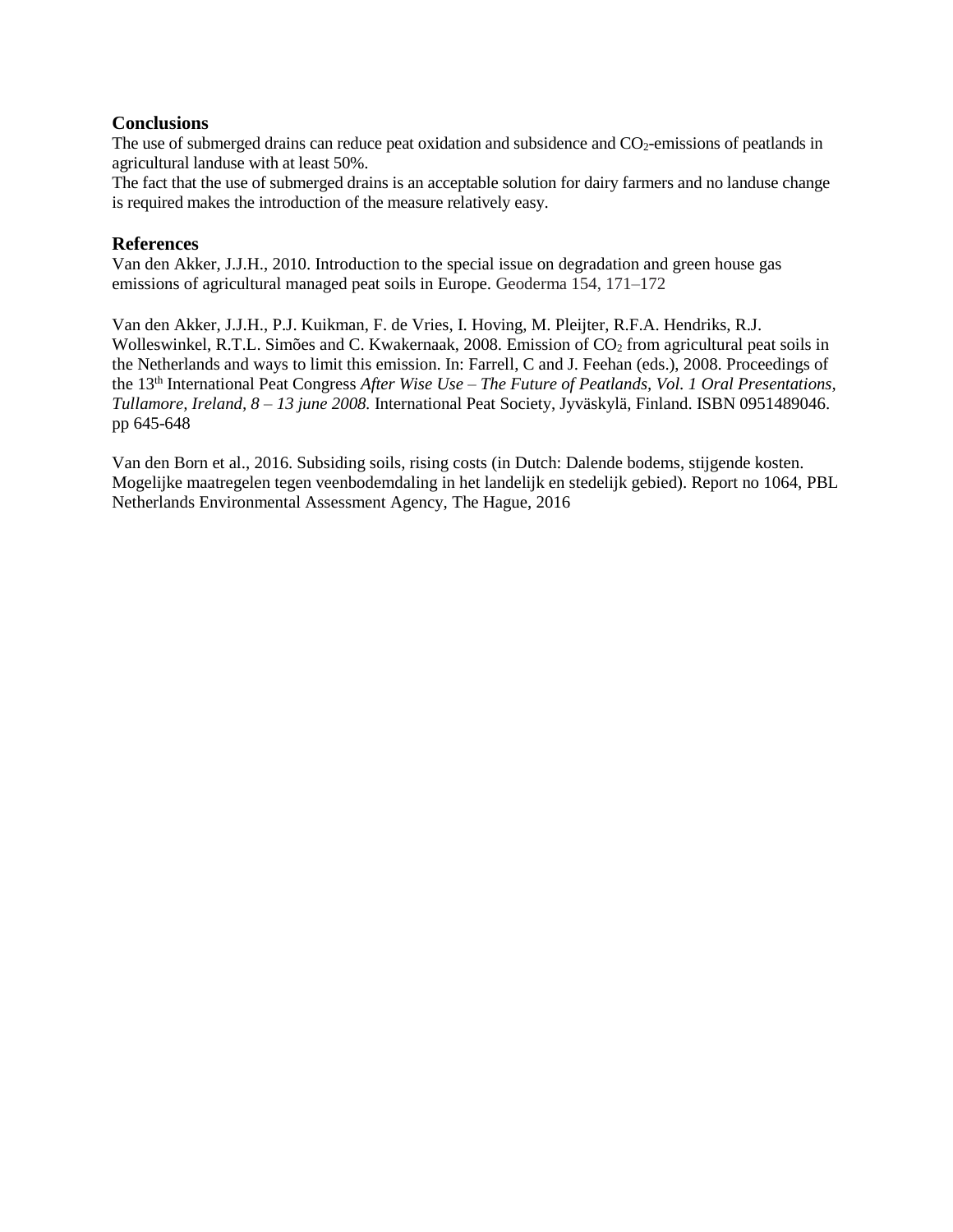## Conclusions

The use of submerged drains can reduce peat oxidation and subsidence and $CO_2$-emissions of peatlands in agricultural landuse with at least 50%.

The fact that the use of submerged drains is an acceptable solution for dairy farmers and no landuse change is required makes the introduction of the measure relatively easy.

## References

Van den Akker, J.J.H., 2010. Introduction to the special issue on degradation and green house gas emissions of agricultural managed peat soils in Europe. Geoderma 154, 171–172

Van den Akker, J.J.H., P.J. Kuikman, F. de Vries, I. Hoving, M. Pleijter, R.F.A. Hendriks, R.J. Wolleswinkel, R.T.L. Simões and C. Kwakernaak, 2008. Emission of $CO_2$ from agricultural peat soils in the Netherlands and ways to limit this emission. In: Farrell, C and J. Feehan (eds.), 2008. Proceedings of the 13th International Peat Congress *After Wise Use – The Future of Peatlands, Vol. 1 Oral Presentations, Tullamore, Ireland, 8 – 13 june 2008.* International Peat Society, Jyväskylä, Finland. ISBN 0951489046. pp 645-648

Van den Born et al., 2016. Subsiding soils, rising costs (in Dutch: Dalende bodems, stijgende kosten. Mogelijke maatregelen tegen veenbodemdaling in het landelijk en stedelijk gebied). Report no 1064, PBL Netherlands Environmental Assessment Agency, The Hague, 2016